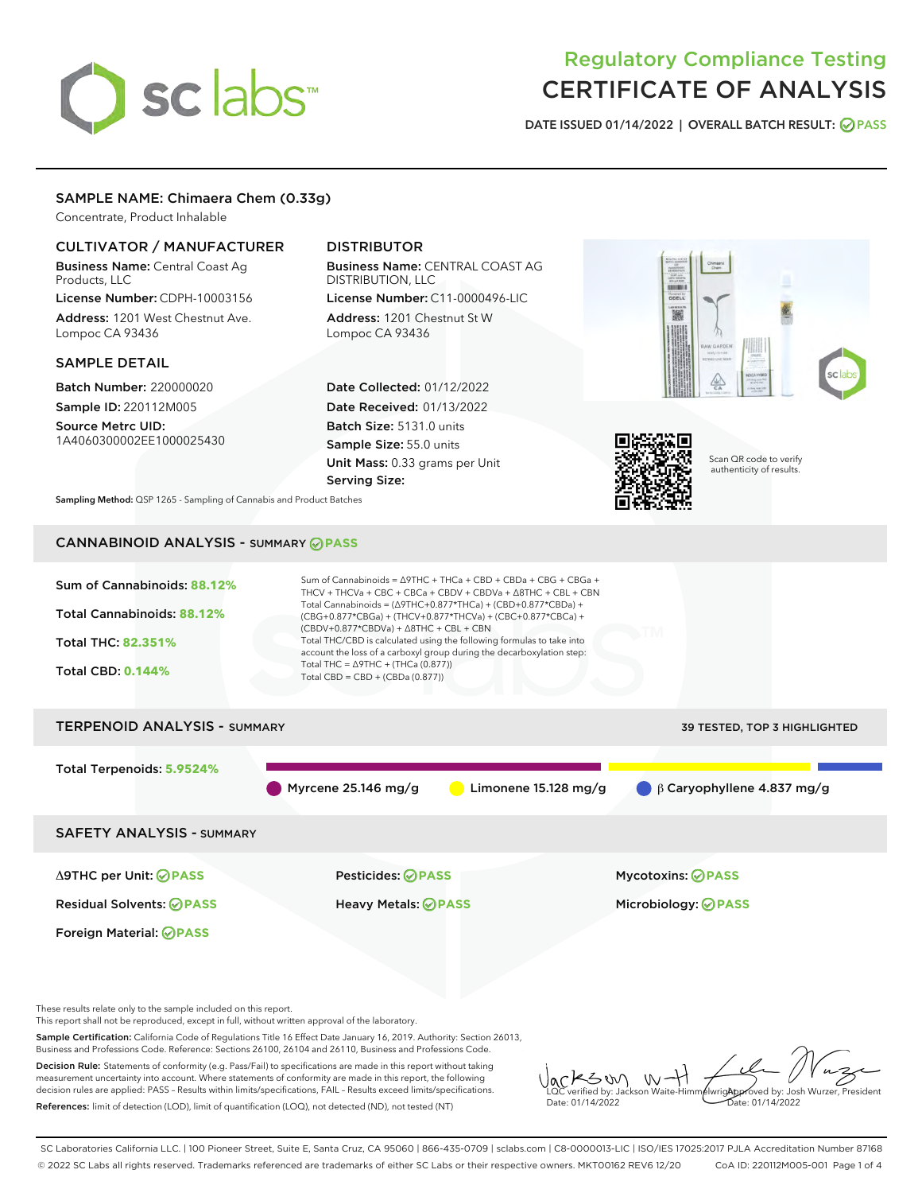# Regulatory Compliance Testing
# CERTIFICATE OF ANALYSIS

**DATE ISSUED 01/14/2022 | OVERALL BATCH RESULT: PASS**

## SAMPLE NAME: Chimaera Chem (0.33g)

Concentrate, Product Inhalable

### CULTIVATOR / MANUFACTURER

**Business Name:** Central Coast Ag Products, LLC

**License Number:** CDPH-10003156

**Address:** 1201 West Chestnut Ave. Lompoc CA 93436

### DISTRIBUTOR

**Business Name:** CENTRAL COAST AG DISTRIBUTION, LLC

**License Number:** C11-0000496-LIC

**Address:** 1201 Chestnut St W Lompoc CA 93436

### SAMPLE DETAIL

**Batch Number:** 220000020

**Sample ID:** 220112M005

**Source Metrc UID:** 1A4060300002EE1000025430

**Date Collected:** 01/12/2022

**Date Received:** 01/13/2022

**Batch Size:** 5131.0 units

**Sample Size:** 55.0 units

**Unit Mass:** 0.33 grams per Unit

**Serving Size:**

Scan QR code to verify authenticity of results.

**Sampling Method:** QSP 1265 - Sampling of Cannabis and Product Batches

## CANNABINOID ANALYSIS - SUMMARY PASS

**Sum of Cannabinoids:** 88.12%

**Total Cannabinoids:** 88.12%

**Total THC:** 82.351%

**Total CBD:** 0.144%

Sum of Cannabinoids = Δ9THC + THCa + CBD + CBDa + CBG + CBGa + THCV + THCVa + CBC + CBCa + CBDV + CBDVa + Δ8THC + CBL + CBN

Total Cannabinoids = (Δ9THC+0.877*THCa) + (CBD+0.877*CBDa) + (CBG+0.877*CBGa) + (THCV+0.877*THCVa) + (CBC+0.877*CBCa) + (CBDV+0.877*CBDVa) + Δ8THC + CBL + CBN

Total THC/CBD is calculated using the following formulas to take into account the loss of a carboxyl group during the decarboxylation step:

Total THC = Δ9THC + (THCa (0.877))

Total CBD = CBD + (CBDa (0.877))

## TERPENOID ANALYSIS - SUMMARY

39 TESTED, TOP 3 HIGHLIGHTED

**Total Terpenoids:** 5.9524%

Myrcene 25.146 mg/g | Limonene 15.128 mg/g | β Caryophyllene 4.837 mg/g

## SAFETY ANALYSIS - SUMMARY

| | | |
|---|---|---|
| Δ9THC per Unit: PASS | Pesticides: PASS | Mycotoxins: PASS |
| Residual Solvents: PASS | Heavy Metals: PASS | Microbiology: PASS |
| Foreign Material: PASS | | |

These results relate only to the sample included on this report.
This report shall not be reproduced, except in full, without written approval of the laboratory.

**Sample Certification:** California Code of Regulations Title 16 Effect Date January 16, 2019. Authority: Section 26013, Business and Professions Code. Reference: Sections 26100, 26104 and 26110, Business and Professions Code.

**Decision Rule:** Statements of conformity (e.g. Pass/Fail) to specifications are made in this report without taking measurement uncertainty into account. Where statements of conformity are made in this report, the following decision rules are applied: PASS – Results within limits/specifications, FAIL – Results exceed limits/specifications.

**References:** limit of detection (LOD), limit of quantification (LOQ), not detected (ND), not tested (NT)

LQC verified by: Jackson Waite-Himmelwright
Date: 01/14/2022

Approved by: Josh Wurzer, President
Date: 01/14/2022

SC Laboratories California LLC. | 100 Pioneer Street, Suite E, Santa Cruz, CA 95060 | 866-435-0709 | sclabs.com | C8-0000013-LIC | ISO/IES 17025:2017 PJLA Accreditation Number 87168
© 2022 SC Labs all rights reserved. Trademarks referenced are trademarks of either SC Labs or their respective owners. MKT00162 REV6 12/20 CoA ID: 220112M005-001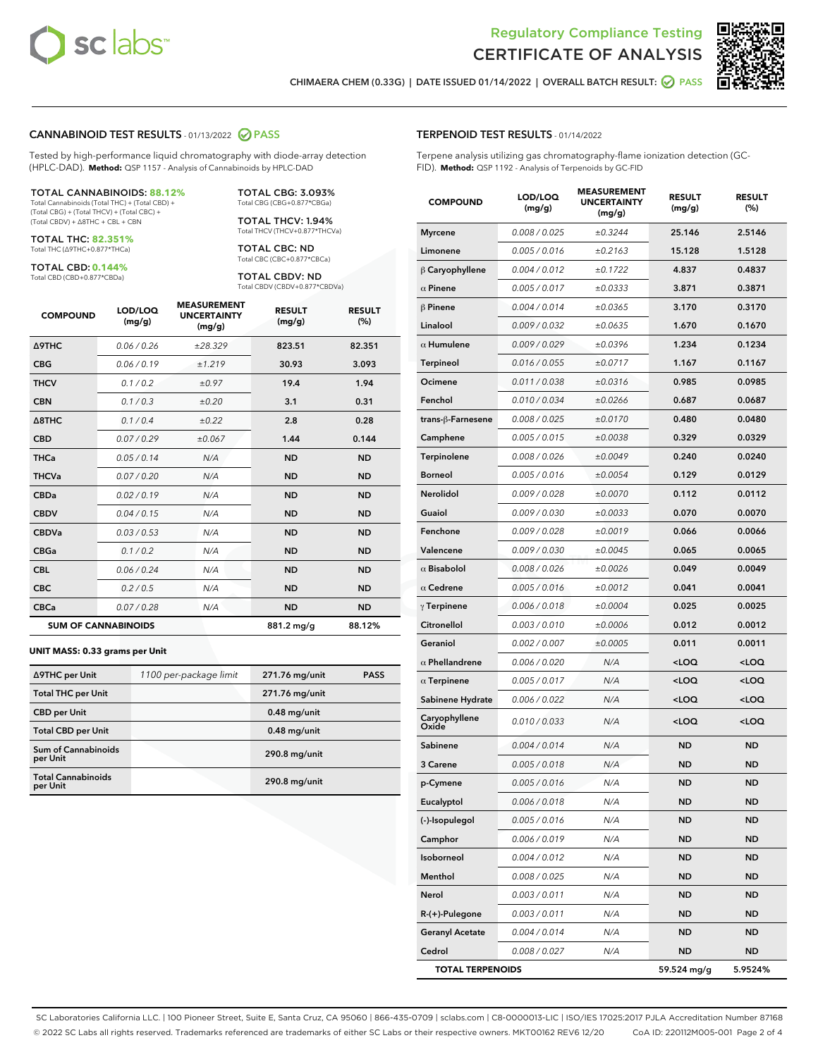# Regulatory Compliance Testing
# CERTIFICATE OF ANALYSIS

CHIMAERA CHEM (0.33G) | DATE ISSUED 01/14/2022 | OVERALL BATCH RESULT: PASS

## CANNABINOID TEST RESULTS - 01/13/2022 PASS

Tested by high-performance liquid chromatography with diode-array detection (HPLC-DAD). **Method:** QSP 1157 - Analysis of Cannabinoids by HPLC-DAD

**TOTAL CANNABINOIDS: 88.12%**
Total Cannabinoids (Total THC) + (Total CBD) + (Total CBG) + (Total THCV) + (Total CBC) + (Total CBDV) + Δ8THC + CBL + CBN

**TOTAL THC: 82.351%**
Total THC (Δ9THC+0.877*THCa)

**TOTAL CBD: 0.144%**
Total CBD (CBD+0.877*CBDa)

**TOTAL CBG: 3.093%**
Total CBG (CBG+0.877*CBGa)

**TOTAL THCV: 1.94%**
Total THCV (THCV+0.877*THCVa)

**TOTAL CBC: ND**
Total CBC (CBC+0.877*CBCa)

**TOTAL CBDV: ND**
Total CBDV (CBDV+0.877*CBDVa)

| COMPOUND | LOD/LOQ (mg/g) | MEASUREMENT UNCERTAINTY (mg/g) | RESULT (mg/g) | RESULT (%) |
|---|---|---|---|---|
| Δ9THC | 0.06 / 0.26 | ±28.329 | 823.51 | 82.351 |
| CBG | 0.06 / 0.19 | ±1.219 | 30.93 | 3.093 |
| THCV | 0.1 / 0.2 | ±0.97 | 19.4 | 1.94 |
| CBN | 0.1 / 0.3 | ±0.20 | 3.1 | 0.31 |
| Δ8THC | 0.1 / 0.4 | ±0.22 | 2.8 | 0.28 |
| CBD | 0.07 / 0.29 | ±0.067 | 1.44 | 0.144 |
| THCa | 0.05 / 0.14 | N/A | ND | ND |
| THCVa | 0.07 / 0.20 | N/A | ND | ND |
| CBDa | 0.02 / 0.19 | N/A | ND | ND |
| CBDV | 0.04 / 0.15 | N/A | ND | ND |
| CBDVa | 0.03 / 0.53 | N/A | ND | ND |
| CBGa | 0.1 / 0.2 | N/A | ND | ND |
| CBL | 0.06 / 0.24 | N/A | ND | ND |
| CBC | 0.2 / 0.5 | N/A | ND | ND |
| CBCa | 0.07 / 0.28 | N/A | ND | ND |
| **SUM OF CANNABINOIDS** | | | 881.2 mg/g | 88.12% |

**UNIT MASS: 0.33 grams per Unit**

| | | | |
|---|---|---|---|
| Δ9THC per Unit | 1100 per-package limit | 271.76 mg/unit | PASS |
| Total THC per Unit | | 271.76 mg/unit | |
| CBD per Unit | | 0.48 mg/unit | |
| Total CBD per Unit | | 0.48 mg/unit | |
| Sum of Cannabinoids per Unit | | 290.8 mg/unit | |
| Total Cannabinoids per Unit | | 290.8 mg/unit | |

## TERPENOID TEST RESULTS - 01/14/2022

Terpene analysis utilizing gas chromatography-flame ionization detection (GC-FID). **Method:** QSP 1192 - Analysis of Terpenoids by GC-FID

| COMPOUND | LOD/LOQ (mg/g) | MEASUREMENT UNCERTAINTY (mg/g) | RESULT (mg/g) | RESULT (%) |
|---|---|---|---|---|
| Myrcene | 0.008 / 0.025 | ±0.3244 | 25.146 | 2.5146 |
| Limonene | 0.005 / 0.016 | ±0.2163 | 15.128 | 1.5128 |
| β Caryophyllene | 0.004 / 0.012 | ±0.1722 | 4.837 | 0.4837 |
| α Pinene | 0.005 / 0.017 | ±0.0333 | 3.871 | 0.3871 |
| β Pinene | 0.004 / 0.014 | ±0.0365 | 3.170 | 0.3170 |
| Linalool | 0.009 / 0.032 | ±0.0635 | 1.670 | 0.1670 |
| α Humulene | 0.009 / 0.029 | ±0.0396 | 1.234 | 0.1234 |
| Terpineol | 0.016 / 0.055 | ±0.0717 | 1.167 | 0.1167 |
| Ocimene | 0.011 / 0.038 | ±0.0316 | 0.985 | 0.0985 |
| Fenchol | 0.010 / 0.034 | ±0.0266 | 0.687 | 0.0687 |
| trans-β-Farnesene | 0.008 / 0.025 | ±0.0170 | 0.480 | 0.0480 |
| Camphene | 0.005 / 0.015 | ±0.0038 | 0.329 | 0.0329 |
| Terpinolene | 0.008 / 0.026 | ±0.0049 | 0.240 | 0.0240 |
| Borneol | 0.005 / 0.016 | ±0.0054 | 0.129 | 0.0129 |
| Nerolidol | 0.009 / 0.028 | ±0.0070 | 0.112 | 0.0112 |
| Guaiol | 0.009 / 0.030 | ±0.0033 | 0.070 | 0.0070 |
| Fenchone | 0.009 / 0.028 | ±0.0019 | 0.066 | 0.0066 |
| Valencene | 0.009 / 0.030 | ±0.0045 | 0.065 | 0.0065 |
| α Bisabolol | 0.008 / 0.026 | ±0.0026 | 0.049 | 0.0049 |
| α Cedrene | 0.005 / 0.016 | ±0.0012 | 0.041 | 0.0041 |
| γ Terpinene | 0.006 / 0.018 | ±0.0004 | 0.025 | 0.0025 |
| Citronellol | 0.003 / 0.010 | ±0.0006 | 0.012 | 0.0012 |
| Geraniol | 0.002 / 0.007 | ±0.0005 | 0.011 | 0.0011 |
| α Phellandrene | 0.006 / 0.020 | N/A | <LOQ | <LOQ |
| α Terpinene | 0.005 / 0.017 | N/A | <LOQ | <LOQ |
| Sabinene Hydrate | 0.006 / 0.022 | N/A | <LOQ | <LOQ |
| Caryophyllene Oxide | 0.010 / 0.033 | N/A | <LOQ | <LOQ |
| Sabinene | 0.004 / 0.014 | N/A | ND | ND |
| 3 Carene | 0.005 / 0.018 | N/A | ND | ND |
| p-Cymene | 0.005 / 0.016 | N/A | ND | ND |
| Eucalyptol | 0.006 / 0.018 | N/A | ND | ND |
| (-)-Isopulegol | 0.005 / 0.016 | N/A | ND | ND |
| Camphor | 0.006 / 0.019 | N/A | ND | ND |
| Isoborneol | 0.004 / 0.012 | N/A | ND | ND |
| Menthol | 0.008 / 0.025 | N/A | ND | ND |
| Nerol | 0.003 / 0.011 | N/A | ND | ND |
| R-(+)-Pulegone | 0.003 / 0.011 | N/A | ND | ND |
| Geranyl Acetate | 0.004 / 0.014 | N/A | ND | ND |
| Cedrol | 0.008 / 0.027 | N/A | ND | ND |
| **TOTAL TERPENOIDS** | | | 59.524 mg/g | 5.9524% |

SC Laboratories California LLC. | 100 Pioneer Street, Suite E, Santa Cruz, CA 95060 | 866-435-0709 | sclabs.com | C8-0000013-LIC | ISO/IES 17025:2017 PJLA Accreditation Number 87168
© 2022 SC Labs all rights reserved. Trademarks referenced are trademarks of either SC Labs or their respective owners. MKT00162 REV6 12/20 CoA ID: 220112M005-001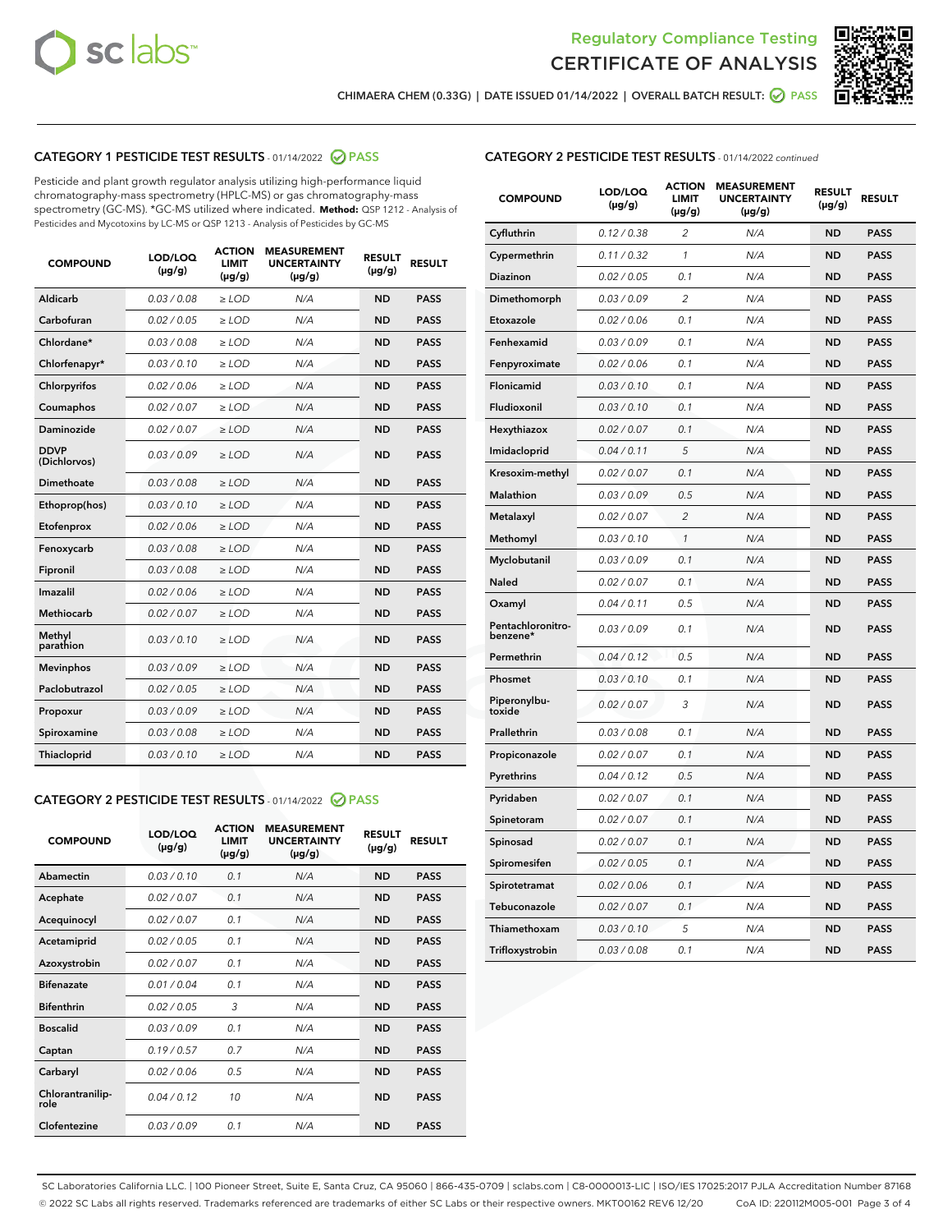## Regulatory Compliance Testing

## CERTIFICATE OF ANALYSIS

CHIMAERA CHEM (0.33G) | DATE ISSUED 01/14/2022 | OVERALL BATCH RESULT: PASS

### CATEGORY 1 PESTICIDE TEST RESULTS - 01/14/2022 PASS

Pesticide and plant growth regulator analysis utilizing high-performance liquid chromatography-mass spectrometry (HPLC-MS) or gas chromatography-mass spectrometry (GC-MS). *GC-MS utilized where indicated. **Method:** QSP 1212 - Analysis of Pesticides and Mycotoxins by LC-MS or QSP 1213 - Analysis of Pesticides by GC-MS

| COMPOUND | LOD/LOQ (µg/g) | ACTION LIMIT (µg/g) | MEASUREMENT UNCERTAINTY (µg/g) | RESULT (µg/g) | RESULT |
|---|---|---|---|---|---|
| Aldicarb | 0.03 / 0.08 | ≥ LOD | N/A | ND | PASS |
| Carbofuran | 0.02 / 0.05 | ≥ LOD | N/A | ND | PASS |
| Chlordane* | 0.03 / 0.08 | ≥ LOD | N/A | ND | PASS |
| Chlorfenapyr* | 0.03 / 0.10 | ≥ LOD | N/A | ND | PASS |
| Chlorpyrifos | 0.02 / 0.06 | ≥ LOD | N/A | ND | PASS |
| Coumaphos | 0.02 / 0.07 | ≥ LOD | N/A | ND | PASS |
| Daminozide | 0.02 / 0.07 | ≥ LOD | N/A | ND | PASS |
| DDVP (Dichlorvos) | 0.03 / 0.09 | ≥ LOD | N/A | ND | PASS |
| Dimethoate | 0.03 / 0.08 | ≥ LOD | N/A | ND | PASS |
| Ethoprop(hos) | 0.03 / 0.10 | ≥ LOD | N/A | ND | PASS |
| Etofenprox | 0.02 / 0.06 | ≥ LOD | N/A | ND | PASS |
| Fenoxycarb | 0.03 / 0.08 | ≥ LOD | N/A | ND | PASS |
| Fipronil | 0.03 / 0.08 | ≥ LOD | N/A | ND | PASS |
| Imazalil | 0.02 / 0.06 | ≥ LOD | N/A | ND | PASS |
| Methiocarb | 0.02 / 0.07 | ≥ LOD | N/A | ND | PASS |
| Methyl parathion | 0.03 / 0.10 | ≥ LOD | N/A | ND | PASS |
| Mevinphos | 0.03 / 0.09 | ≥ LOD | N/A | ND | PASS |
| Paclobutrazol | 0.02 / 0.05 | ≥ LOD | N/A | ND | PASS |
| Propoxur | 0.03 / 0.09 | ≥ LOD | N/A | ND | PASS |
| Spiroxamine | 0.03 / 0.08 | ≥ LOD | N/A | ND | PASS |
| Thiacloprid | 0.03 / 0.10 | ≥ LOD | N/A | ND | PASS |

### CATEGORY 2 PESTICIDE TEST RESULTS - 01/14/2022 PASS

| COMPOUND | LOD/LOQ (µg/g) | ACTION LIMIT (µg/g) | MEASUREMENT UNCERTAINTY (µg/g) | RESULT (µg/g) | RESULT |
|---|---|---|---|---|---|
| Abamectin | 0.03 / 0.10 | 0.1 | N/A | ND | PASS |
| Acephate | 0.02 / 0.07 | 0.1 | N/A | ND | PASS |
| Acequinocyl | 0.02 / 0.07 | 0.1 | N/A | ND | PASS |
| Acetamiprid | 0.02 / 0.05 | 0.1 | N/A | ND | PASS |
| Azoxystrobin | 0.02 / 0.07 | 0.1 | N/A | ND | PASS |
| Bifenazate | 0.01 / 0.04 | 0.1 | N/A | ND | PASS |
| Bifenthrin | 0.02 / 0.05 | 3 | N/A | ND | PASS |
| Boscalid | 0.03 / 0.09 | 0.1 | N/A | ND | PASS |
| Captan | 0.19 / 0.57 | 0.7 | N/A | ND | PASS |
| Carbaryl | 0.02 / 0.06 | 0.5 | N/A | ND | PASS |
| Chlorantraniliprole | 0.04 / 0.12 | 10 | N/A | ND | PASS |
| Clofentezine | 0.03 / 0.09 | 0.1 | N/A | ND | PASS |
| Cyfluthrin | 0.12 / 0.38 | 2 | N/A | ND | PASS |
| Cypermethrin | 0.11 / 0.32 | 1 | N/A | ND | PASS |
| Diazinon | 0.02 / 0.05 | 0.1 | N/A | ND | PASS |
| Dimethomorph | 0.03 / 0.09 | 2 | N/A | ND | PASS |
| Etoxazole | 0.02 / 0.06 | 0.1 | N/A | ND | PASS |
| Fenhexamid | 0.03 / 0.09 | 0.1 | N/A | ND | PASS |
| Fenpyroximate | 0.02 / 0.06 | 0.1 | N/A | ND | PASS |
| Flonicamid | 0.03 / 0.10 | 0.1 | N/A | ND | PASS |
| Fludioxonil | 0.03 / 0.10 | 0.1 | N/A | ND | PASS |
| Hexythiazox | 0.02 / 0.07 | 0.1 | N/A | ND | PASS |
| Imidacloprid | 0.04 / 0.11 | 5 | N/A | ND | PASS |
| Kresoxim-methyl | 0.02 / 0.07 | 0.1 | N/A | ND | PASS |
| Malathion | 0.03 / 0.09 | 0.5 | N/A | ND | PASS |
| Metalaxyl | 0.02 / 0.07 | 2 | N/A | ND | PASS |
| Methomyl | 0.03 / 0.10 | 1 | N/A | ND | PASS |
| Myclobutanil | 0.03 / 0.09 | 0.1 | N/A | ND | PASS |
| Naled | 0.02 / 0.07 | 0.1 | N/A | ND | PASS |
| Oxamyl | 0.04 / 0.11 | 0.5 | N/A | ND | PASS |
| Pentachloronitrobenzene* | 0.03 / 0.09 | 0.1 | N/A | ND | PASS |
| Permethrin | 0.04 / 0.12 | 0.5 | N/A | ND | PASS |
| Phosmet | 0.03 / 0.10 | 0.1 | N/A | ND | PASS |
| Piperonylbutoxide | 0.02 / 0.07 | 3 | N/A | ND | PASS |
| Prallethrin | 0.03 / 0.08 | 0.1 | N/A | ND | PASS |
| Propiconazole | 0.02 / 0.07 | 0.1 | N/A | ND | PASS |
| Pyrethrins | 0.04 / 0.12 | 0.5 | N/A | ND | PASS |
| Pyridaben | 0.02 / 0.07 | 0.1 | N/A | ND | PASS |
| Spinetoram | 0.02 / 0.07 | 0.1 | N/A | ND | PASS |
| Spinosad | 0.02 / 0.07 | 0.1 | N/A | ND | PASS |
| Spiromesifen | 0.02 / 0.05 | 0.1 | N/A | ND | PASS |
| Spirotetramat | 0.02 / 0.06 | 0.1 | N/A | ND | PASS |
| Tebuconazole | 0.02 / 0.07 | 0.1 | N/A | ND | PASS |
| Thiamethoxam | 0.03 / 0.10 | 5 | N/A | ND | PASS |
| Trifloxystrobin | 0.03 / 0.08 | 0.1 | N/A | ND | PASS |

SC Laboratories California LLC. | 100 Pioneer Street, Suite E, Santa Cruz, CA 95060 | 866-435-0709 | sclabs.com | C8-0000013-LIC | ISO/IES 17025:2017 PJLA Accreditation Number 87168
© 2022 SC Labs all rights reserved. Trademarks referenced are trademarks of either SC Labs or their respective owners. MKT00162 REV6 12/20 CoA ID: 220112M005-001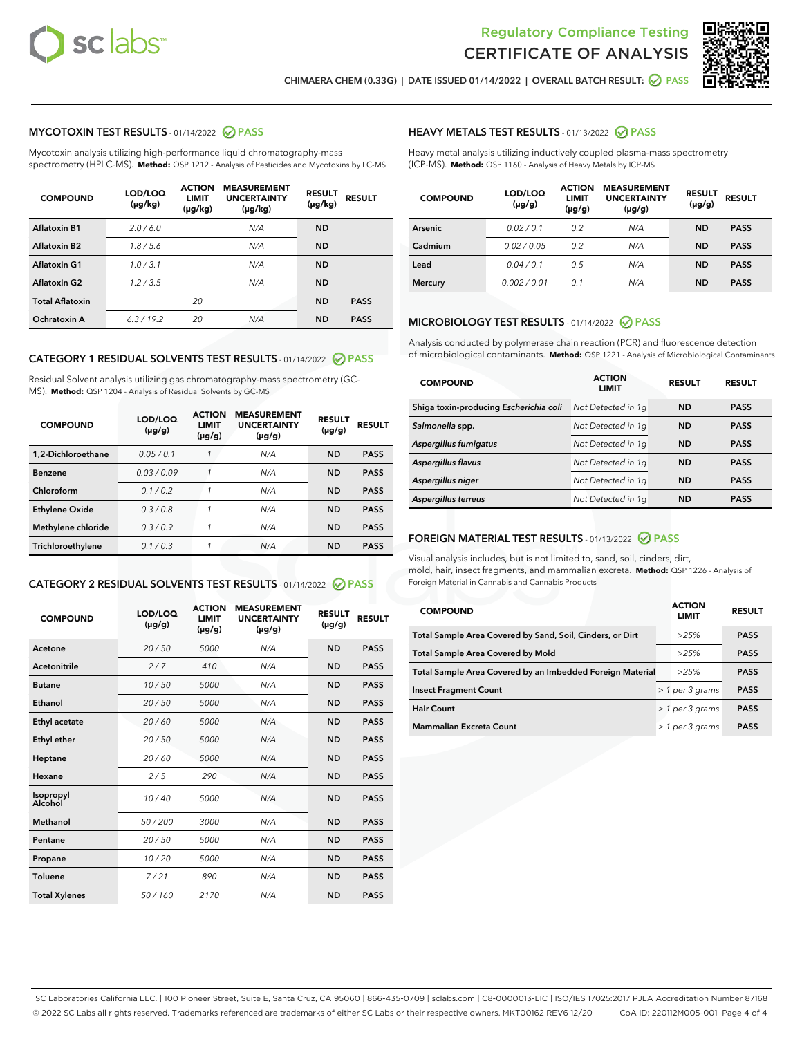Regulatory Compliance Testing

# CERTIFICATE OF ANALYSIS

CHIMAERA CHEM (0.33G) | DATE ISSUED 01/14/2022 | OVERALL BATCH RESULT: PASS

## MYCOTOXIN TEST RESULTS - 01/14/2022 PASS

Mycotoxin analysis utilizing high-performance liquid chromatography-mass spectrometry (HPLC-MS). **Method:** QSP 1212 - Analysis of Pesticides and Mycotoxins by LC-MS

| COMPOUND | LOD/LOQ (µg/kg) | ACTION LIMIT (µg/kg) | MEASUREMENT UNCERTAINTY (µg/kg) | RESULT (µg/kg) | RESULT |
|---|---|---|---|---|---|
| Aflatoxin B1 | 2.0 / 6.0 | | N/A | ND | |
| Aflatoxin B2 | 1.8 / 5.6 | | N/A | ND | |
| Aflatoxin G1 | 1.0 / 3.1 | | N/A | ND | |
| Aflatoxin G2 | 1.2 / 3.5 | | N/A | ND | |
| Total Aflatoxin | | 20 | | ND | PASS |
| Ochratoxin A | 6.3 / 19.2 | 20 | N/A | ND | PASS |

## CATEGORY 1 RESIDUAL SOLVENTS TEST RESULTS - 01/14/2022 PASS

Residual Solvent analysis utilizing gas chromatography-mass spectrometry (GC-MS). **Method:** QSP 1204 - Analysis of Residual Solvents by GC-MS

| COMPOUND | LOD/LOQ (µg/g) | ACTION LIMIT (µg/g) | MEASUREMENT UNCERTAINTY (µg/g) | RESULT (µg/g) | RESULT |
|---|---|---|---|---|---|
| 1,2-Dichloroethane | 0.05 / 0.1 | 1 | N/A | ND | PASS |
| Benzene | 0.03 / 0.09 | 1 | N/A | ND | PASS |
| Chloroform | 0.1 / 0.2 | 1 | N/A | ND | PASS |
| Ethylene Oxide | 0.3 / 0.8 | 1 | N/A | ND | PASS |
| Methylene chloride | 0.3 / 0.9 | 1 | N/A | ND | PASS |
| Trichloroethylene | 0.1 / 0.3 | 1 | N/A | ND | PASS |

## CATEGORY 2 RESIDUAL SOLVENTS TEST RESULTS - 01/14/2022 PASS

| COMPOUND | LOD/LOQ (µg/g) | ACTION LIMIT (µg/g) | MEASUREMENT UNCERTAINTY (µg/g) | RESULT (µg/g) | RESULT |
|---|---|---|---|---|---|
| Acetone | 20 / 50 | 5000 | N/A | ND | PASS |
| Acetonitrile | 2 / 7 | 410 | N/A | ND | PASS |
| Butane | 10 / 50 | 5000 | N/A | ND | PASS |
| Ethanol | 20 / 50 | 5000 | N/A | ND | PASS |
| Ethyl acetate | 20 / 60 | 5000 | N/A | ND | PASS |
| Ethyl ether | 20 / 50 | 5000 | N/A | ND | PASS |
| Heptane | 20 / 60 | 5000 | N/A | ND | PASS |
| Hexane | 2 / 5 | 290 | N/A | ND | PASS |
| Isopropyl Alcohol | 10 / 40 | 5000 | N/A | ND | PASS |
| Methanol | 50 / 200 | 3000 | N/A | ND | PASS |
| Pentane | 20 / 50 | 5000 | N/A | ND | PASS |
| Propane | 10 / 20 | 5000 | N/A | ND | PASS |
| Toluene | 7 / 21 | 890 | N/A | ND | PASS |
| Total Xylenes | 50 / 160 | 2170 | N/A | ND | PASS |

## HEAVY METALS TEST RESULTS - 01/13/2022 PASS

Heavy metal analysis utilizing inductively coupled plasma-mass spectrometry (ICP-MS). **Method:** QSP 1160 - Analysis of Heavy Metals by ICP-MS

| COMPOUND | LOD/LOQ (µg/g) | ACTION LIMIT (µg/g) | MEASUREMENT UNCERTAINTY (µg/g) | RESULT (µg/g) | RESULT |
|---|---|---|---|---|---|
| Arsenic | 0.02 / 0.1 | 0.2 | N/A | ND | PASS |
| Cadmium | 0.02 / 0.05 | 0.2 | N/A | ND | PASS |
| Lead | 0.04 / 0.1 | 0.5 | N/A | ND | PASS |
| Mercury | 0.002 / 0.01 | 0.1 | N/A | ND | PASS |

## MICROBIOLOGY TEST RESULTS - 01/14/2022 PASS

Analysis conducted by polymerase chain reaction (PCR) and fluorescence detection of microbiological contaminants. **Method:** QSP 1221 - Analysis of Microbiological Contaminants

| COMPOUND | ACTION LIMIT | RESULT | RESULT |
|---|---|---|---|
| Shiga toxin-producing *Escherichia coli* | Not Detected in 1g | ND | PASS |
| *Salmonella* spp. | Not Detected in 1g | ND | PASS |
| *Aspergillus fumigatus* | Not Detected in 1g | ND | PASS |
| *Aspergillus flavus* | Not Detected in 1g | ND | PASS |
| *Aspergillus niger* | Not Detected in 1g | ND | PASS |
| *Aspergillus terreus* | Not Detected in 1g | ND | PASS |

## FOREIGN MATERIAL TEST RESULTS - 01/13/2022 PASS

Visual analysis includes, but is not limited to, sand, soil, cinders, dirt, mold, hair, insect fragments, and mammalian excreta. **Method:** QSP 1226 - Analysis of Foreign Material in Cannabis and Cannabis Products

| COMPOUND | ACTION LIMIT | RESULT |
|---|---|---|
| Total Sample Area Covered by Sand, Soil, Cinders, or Dirt | >25% | PASS |
| Total Sample Area Covered by Mold | >25% | PASS |
| Total Sample Area Covered by an Imbedded Foreign Material | >25% | PASS |
| Insect Fragment Count | > 1 per 3 grams | PASS |
| Hair Count | > 1 per 3 grams | PASS |
| Mammalian Excreta Count | > 1 per 3 grams | PASS |

SC Laboratories California LLC. | 100 Pioneer Street, Suite E, Santa Cruz, CA 95060 | 866-435-0709 | sclabs.com | C8-0000013-LIC | ISO/IES 17025:2017 PJLA Accreditation Number 87168
© 2022 SC Labs all rights reserved. Trademarks referenced are trademarks of either SC Labs or their respective owners. MKT00162 REV6 12/20 CoA ID: 220112M005-001